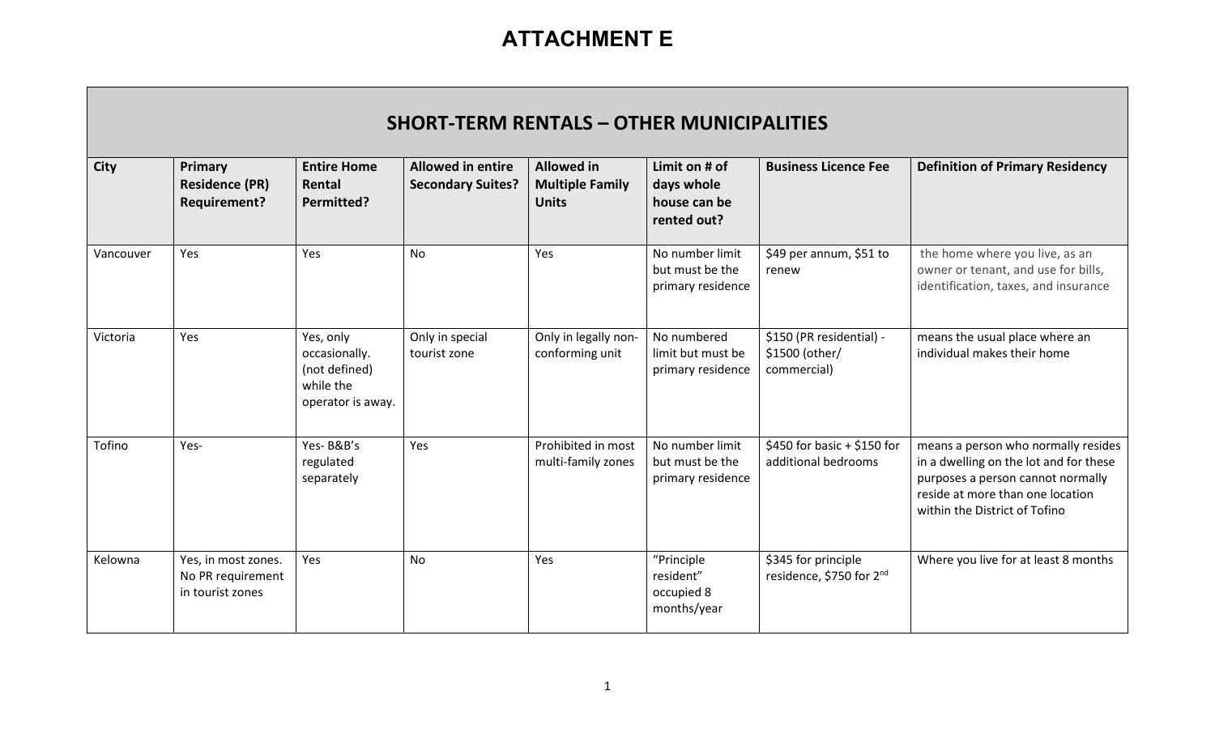# ATTACHMENT E

## SHORT-TERM RENTALS – OTHER MUNICIPALITIES

| City | Primary Residence (PR) Requirement? | Entire Home Rental Permitted? | Allowed in entire Secondary Suites? | Allowed in Multiple Family Units | Limit on # of days whole house can be rented out? | Business Licence Fee | Definition of Primary Residency |
|---|---|---|---|---|---|---|---|
| Vancouver | Yes | Yes | No | Yes | No number limit but must be the primary residence | $49 per annum, $51 to renew | the home where you live, as an owner or tenant, and use for bills, identification, taxes, and insurance |
| Victoria | Yes | Yes, only occasionally. (not defined) while the operator is away. | Only in special tourist zone | Only in legally non-conforming unit | No numbered limit but must be primary residence | $150 (PR residential) - $1500 (other/ commercial) | means the usual place where an individual makes their home |
| Tofino | Yes- | Yes- B&B's regulated separately | Yes | Prohibited in most multi-family zones | No number limit but must be the primary residence | $450 for basic + $150 for additional bedrooms | means a person who normally resides in a dwelling on the lot and for these purposes a person cannot normally reside at more than one location within the District of Tofino |
| Kelowna | Yes, in most zones. No PR requirement in tourist zones | Yes | No | Yes | "Principle resident" occupied 8 months/year | $345 for principle residence, $750 for 2nd | Where you live for at least 8 months |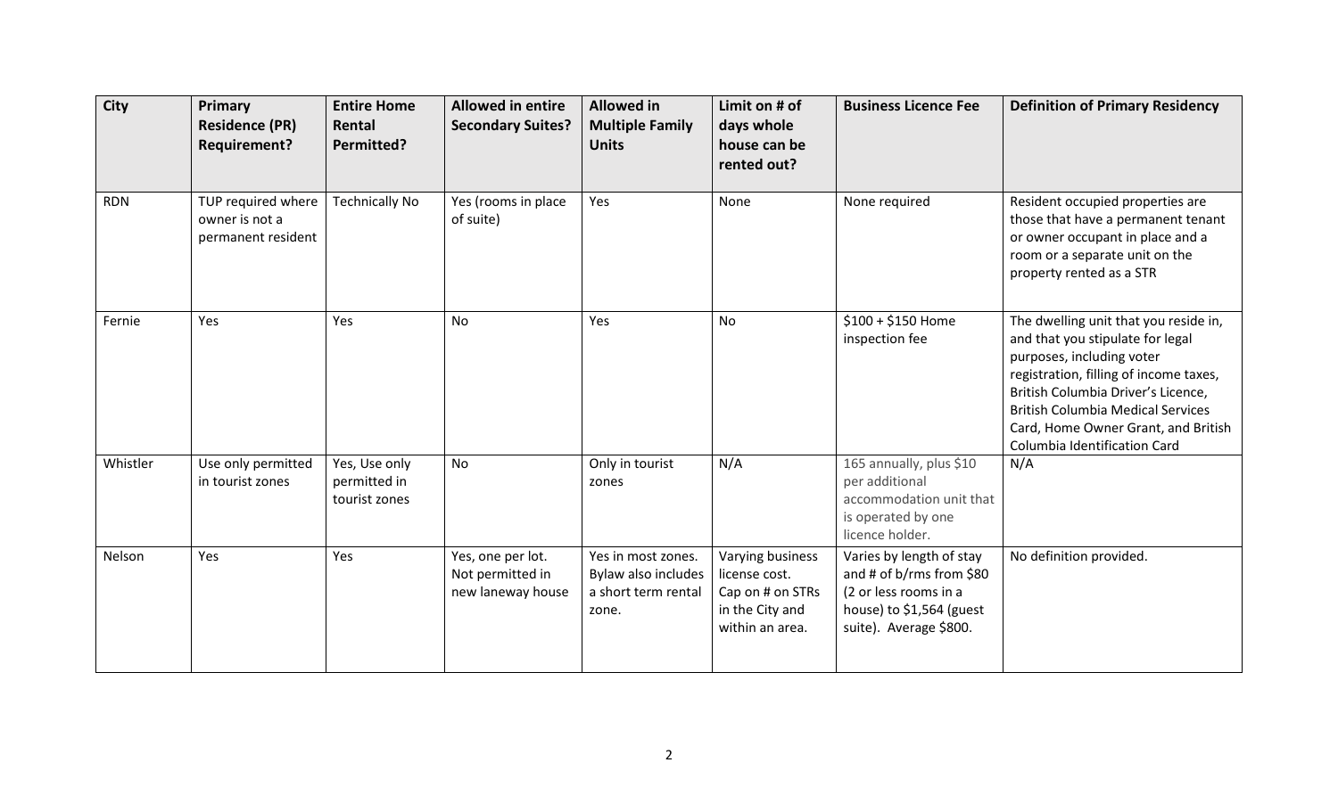| City | Primary Residence (PR) Requirement? | Entire Home Rental Permitted? | Allowed in entire Secondary Suites? | Allowed in Multiple Family Units | Limit on # of days whole house can be rented out? | Business Licence Fee | Definition of Primary Residency |
|---|---|---|---|---|---|---|---|
| RDN | TUP required where owner is not a permanent resident | Technically No | Yes (rooms in place of suite) | Yes | None | None required | Resident occupied properties are those that have a permanent tenant or owner occupant in place and a room or a separate unit on the property rented as a STR |
| Fernie | Yes | Yes | No | Yes | No | $100 + $150 Home inspection fee | The dwelling unit that you reside in, and that you stipulate for legal purposes, including voter registration, filling of income taxes, British Columbia Driver's Licence, British Columbia Medical Services Card, Home Owner Grant, and British Columbia Identification Card |
| Whistler | Use only permitted in tourist zones | Yes, Use only permitted in tourist zones | No | Only in tourist zones | N/A | 165 annually, plus $10 per additional accommodation unit that is operated by one licence holder. | N/A |
| Nelson | Yes | Yes | Yes, one per lot. Not permitted in new laneway house | Yes in most zones. Bylaw also includes a short term rental zone. | Varying business license cost. Cap on # on STRs in the City and within an area. | Varies by length of stay and # of b/rms from $80 (2 or less rooms in a house) to $1,564 (guest suite). Average $800. | No definition provided. |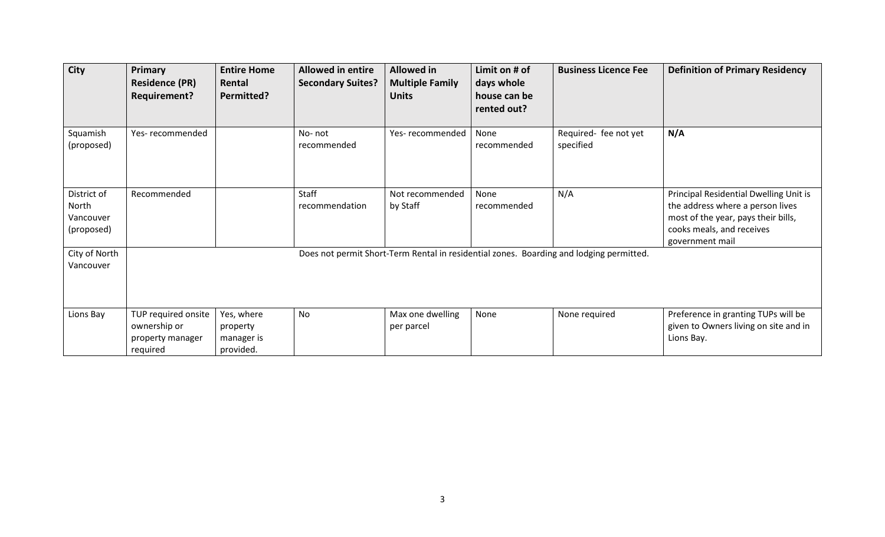| City | Primary Residence (PR) Requirement? | Entire Home Rental Permitted? | Allowed in entire Secondary Suites? | Allowed in Multiple Family Units | Limit on # of days whole house can be rented out? | Business Licence Fee | Definition of Primary Residency |
|---|---|---|---|---|---|---|---|
| Squamish (proposed) | Yes- recommended | | No- not recommended | Yes- recommended | None recommended | Required- fee not yet specified | **N/A** |
| District of North Vancouver (proposed) | Recommended | | Staff recommendation | Not recommended by Staff | None recommended | N/A | Principal Residential Dwelling Unit is the address where a person lives most of the year, pays their bills, cooks meals, and receives government mail |
| City of North Vancouver | Does not permit Short-Term Rental in residential zones. Boarding and lodging permitted. | | | | | | |
| Lions Bay | TUP required onsite ownership or property manager required | Yes, where property manager is provided. | No | Max one dwelling per parcel | None | None required | Preference in granting TUPs will be given to Owners living on site and in Lions Bay. |